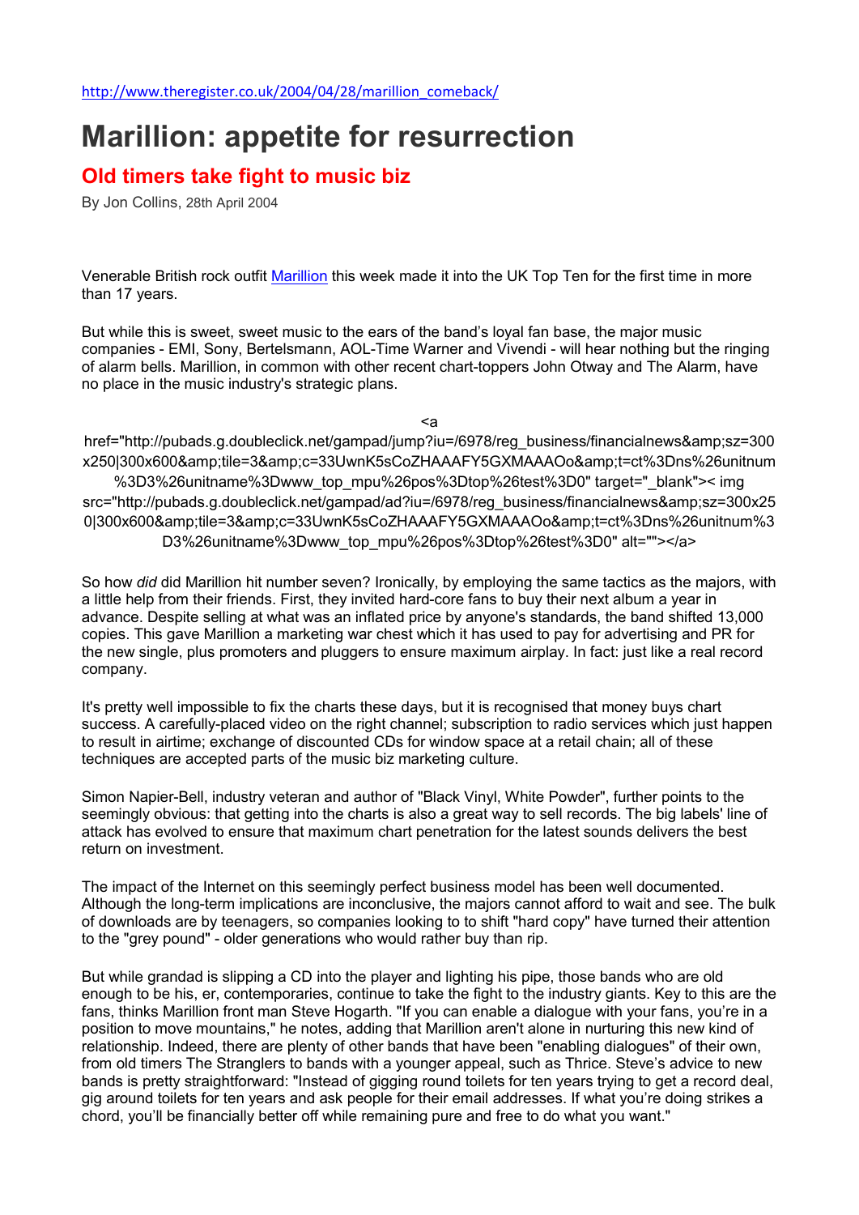http://www.theregister.co.uk/2004/04/28/marillion_comeback/

# Marillion: appetite for resurrection

## Old timers take fight to music biz

By Jon Collins, 28th April 2004

Venerable British rock outfit Marillion this week made it into the UK Top Ten for the first time in more than 17 years.

But while this is sweet, sweet music to the ears of the band's loyal fan base, the major music companies - EMI, Sony, Bertelsmann, AOL-Time Warner and Vivendi - will hear nothing but the ringing of alarm bells. Marillion, in common with other recent chart-toppers John Otway and The Alarm, have no place in the music industry's strategic plans.

<a href="http://pubads.g.doubleclick.net/gampad/jump?iu=/6978/reg_business/financialnews&amp;sz=300x250|300x600&amp;tile=3&amp;c=33UwnK5sCoZHAAAFY5GXMAAAOo&amp;t=ct%3Dns%26unitnum%3D3%26unitname%3Dwww_top_mpu%26pos%3Dtop%26test%3D0" target="_blank">< img src="http://pubads.g.doubleclick.net/gampad/ad?iu=/6978/reg_business/financialnews&amp;sz=300x250|300x600&amp;tile=3&amp;c=33UwnK5sCoZHAAAFY5GXMAAAOo&amp;t=ct%3Dns%26unitnum%3D3%26unitname%3Dwww_top_mpu%26pos%3Dtop%26test%3D0" alt=""></a>

So how *did* did Marillion hit number seven? Ironically, by employing the same tactics as the majors, with a little help from their friends. First, they invited hard-core fans to buy their next album a year in advance. Despite selling at what was an inflated price by anyone's standards, the band shifted 13,000 copies. This gave Marillion a marketing war chest which it has used to pay for advertising and PR for the new single, plus promoters and pluggers to ensure maximum airplay. In fact: just like a real record company.

It's pretty well impossible to fix the charts these days, but it is recognised that money buys chart success. A carefully-placed video on the right channel; subscription to radio services which just happen to result in airtime; exchange of discounted CDs for window space at a retail chain; all of these techniques are accepted parts of the music biz marketing culture.

Simon Napier-Bell, industry veteran and author of "Black Vinyl, White Powder", further points to the seemingly obvious: that getting into the charts is also a great way to sell records. The big labels' line of attack has evolved to ensure that maximum chart penetration for the latest sounds delivers the best return on investment.

The impact of the Internet on this seemingly perfect business model has been well documented. Although the long-term implications are inconclusive, the majors cannot afford to wait and see. The bulk of downloads are by teenagers, so companies looking to to shift "hard copy" have turned their attention to the "grey pound" - older generations who would rather buy than rip.

But while grandad is slipping a CD into the player and lighting his pipe, those bands who are old enough to be his, er, contemporaries, continue to take the fight to the industry giants. Key to this are the fans, thinks Marillion front man Steve Hogarth. "If you can enable a dialogue with your fans, you're in a position to move mountains," he notes, adding that Marillion aren't alone in nurturing this new kind of relationship. Indeed, there are plenty of other bands that have been "enabling dialogues" of their own, from old timers The Stranglers to bands with a younger appeal, such as Thrice. Steve's advice to new bands is pretty straightforward: "Instead of gigging round toilets for ten years trying to get a record deal, gig around toilets for ten years and ask people for their email addresses. If what you're doing strikes a chord, you'll be financially better off while remaining pure and free to do what you want."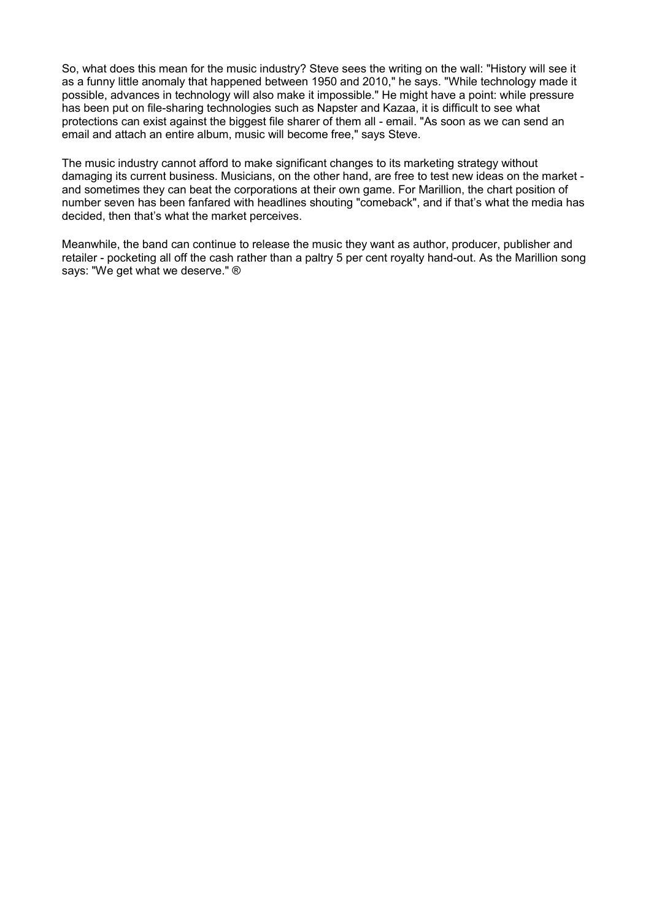So, what does this mean for the music industry? Steve sees the writing on the wall: "History will see it as a funny little anomaly that happened between 1950 and 2010," he says. "While technology made it possible, advances in technology will also make it impossible." He might have a point: while pressure has been put on file-sharing technologies such as Napster and Kazaa, it is difficult to see what protections can exist against the biggest file sharer of them all - email. "As soon as we can send an email and attach an entire album, music will become free," says Steve.

The music industry cannot afford to make significant changes to its marketing strategy without damaging its current business. Musicians, on the other hand, are free to test new ideas on the market - and sometimes they can beat the corporations at their own game. For Marillion, the chart position of number seven has been fanfared with headlines shouting "comeback", and if that's what the media has decided, then that's what the market perceives.

Meanwhile, the band can continue to release the music they want as author, producer, publisher and retailer - pocketing all off the cash rather than a paltry 5 per cent royalty hand-out. As the Marillion song says: "We get what we deserve." ®